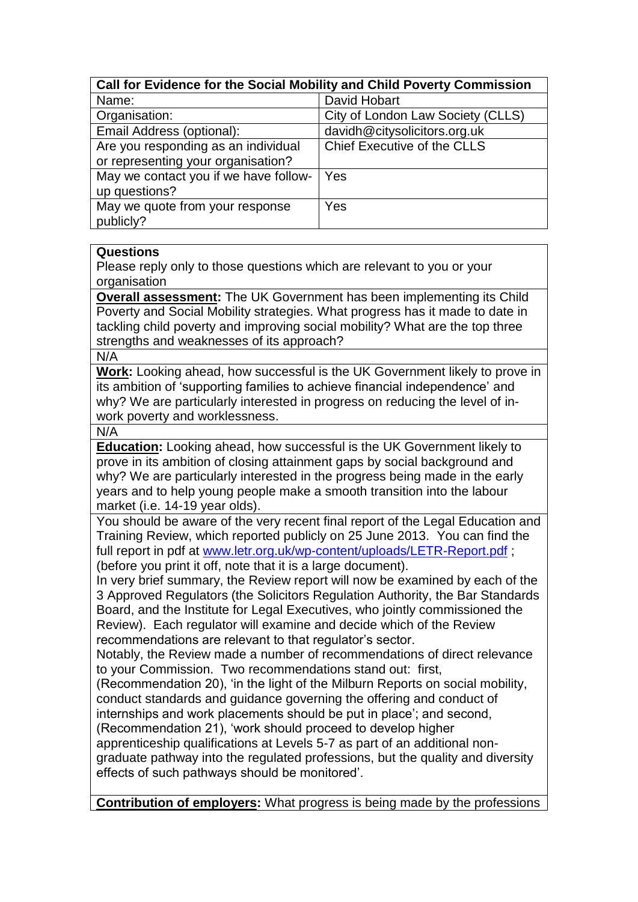| Call for Evidence for the Social Mobility and Child Poverty Commission | |
|---|---|
| Name: | David Hobart |
| Organisation: | City of London Law Society (CLLS) |
| Email Address (optional): | davidh@citysolicitors.org.uk |
| Are you responding as an individual or representing your organisation? | Chief Executive of the CLLS |
| May we contact you if we have follow-up questions? | Yes |
| May we quote from your response publicly? | Yes |

**Questions**

Please reply only to those questions which are relevant to you or your organisation

**Overall assessment:** The UK Government has been implementing its Child Poverty and Social Mobility strategies. What progress has it made to date in tackling child poverty and improving social mobility? What are the top three strengths and weaknesses of its approach?

N/A

**Work:** Looking ahead, how successful is the UK Government likely to prove in its ambition of 'supporting families to achieve financial independence' and why? We are particularly interested in progress on reducing the level of in-work poverty and worklessness.

N/A

**Education:** Looking ahead, how successful is the UK Government likely to prove in its ambition of closing attainment gaps by social background and why? We are particularly interested in the progress being made in the early years and to help young people make a smooth transition into the labour market (i.e. 14-19 year olds).

You should be aware of the very recent final report of the Legal Education and Training Review, which reported publicly on 25 June 2013. You can find the full report in pdf at www.letr.org.uk/wp-content/uploads/LETR-Report.pdf ; (before you print it off, note that it is a large document).

In very brief summary, the Review report will now be examined by each of the 3 Approved Regulators (the Solicitors Regulation Authority, the Bar Standards Board, and the Institute for Legal Executives, who jointly commissioned the Review). Each regulator will examine and decide which of the Review recommendations are relevant to that regulator's sector.

Notably, the Review made a number of recommendations of direct relevance to your Commission. Two recommendations stand out: first, (Recommendation 20), 'in the light of the Milburn Reports on social mobility, conduct standards and guidance governing the offering and conduct of internships and work placements should be put in place'; and second, (Recommendation 21), 'work should proceed to develop higher apprenticeship qualifications at Levels 5-7 as part of an additional non-graduate pathway into the regulated professions, but the quality and diversity effects of such pathways should be monitored'.

**Contribution of employers:** What progress is being made by the professions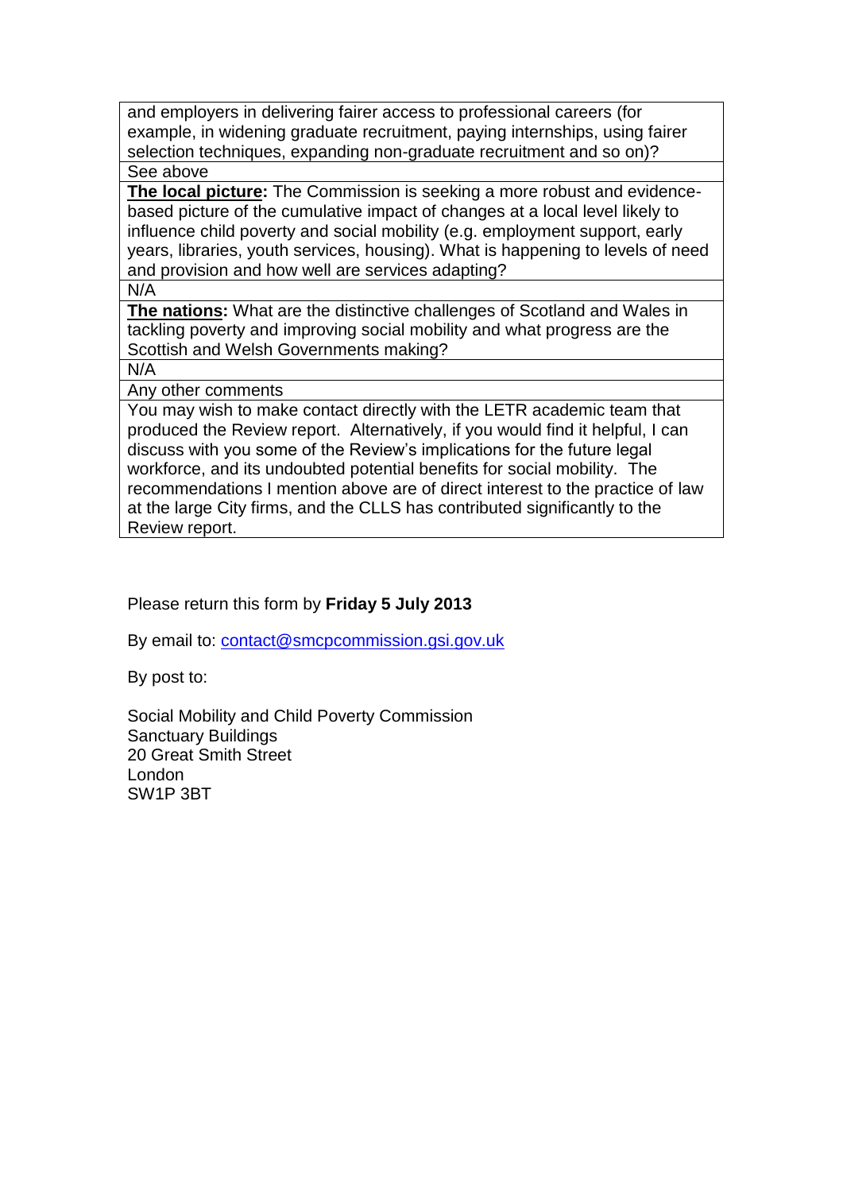| |
|---|
| and employers in delivering fairer access to professional careers (for example, in widening graduate recruitment, paying internships, using fairer selection techniques, expanding non-graduate recruitment and so on)? |
| See above |
| **The local picture:** The Commission is seeking a more robust and evidence-based picture of the cumulative impact of changes at a local level likely to influence child poverty and social mobility (e.g. employment support, early years, libraries, youth services, housing). What is happening to levels of need and provision and how well are services adapting? |
| N/A |
| **The nations:** What are the distinctive challenges of Scotland and Wales in tackling poverty and improving social mobility and what progress are the Scottish and Welsh Governments making? |
| N/A |
| Any other comments |
| You may wish to make contact directly with the LETR academic team that produced the Review report. Alternatively, if you would find it helpful, I can discuss with you some of the Review's implications for the future legal workforce, and its undoubted potential benefits for social mobility. The recommendations I mention above are of direct interest to the practice of law at the large City firms, and the CLLS has contributed significantly to the Review report. |

Please return this form by **Friday 5 July 2013**

By email to: contact@smcpcommission.gsi.gov.uk

By post to:

Social Mobility and Child Poverty Commission
Sanctuary Buildings
20 Great Smith Street
London
SW1P 3BT